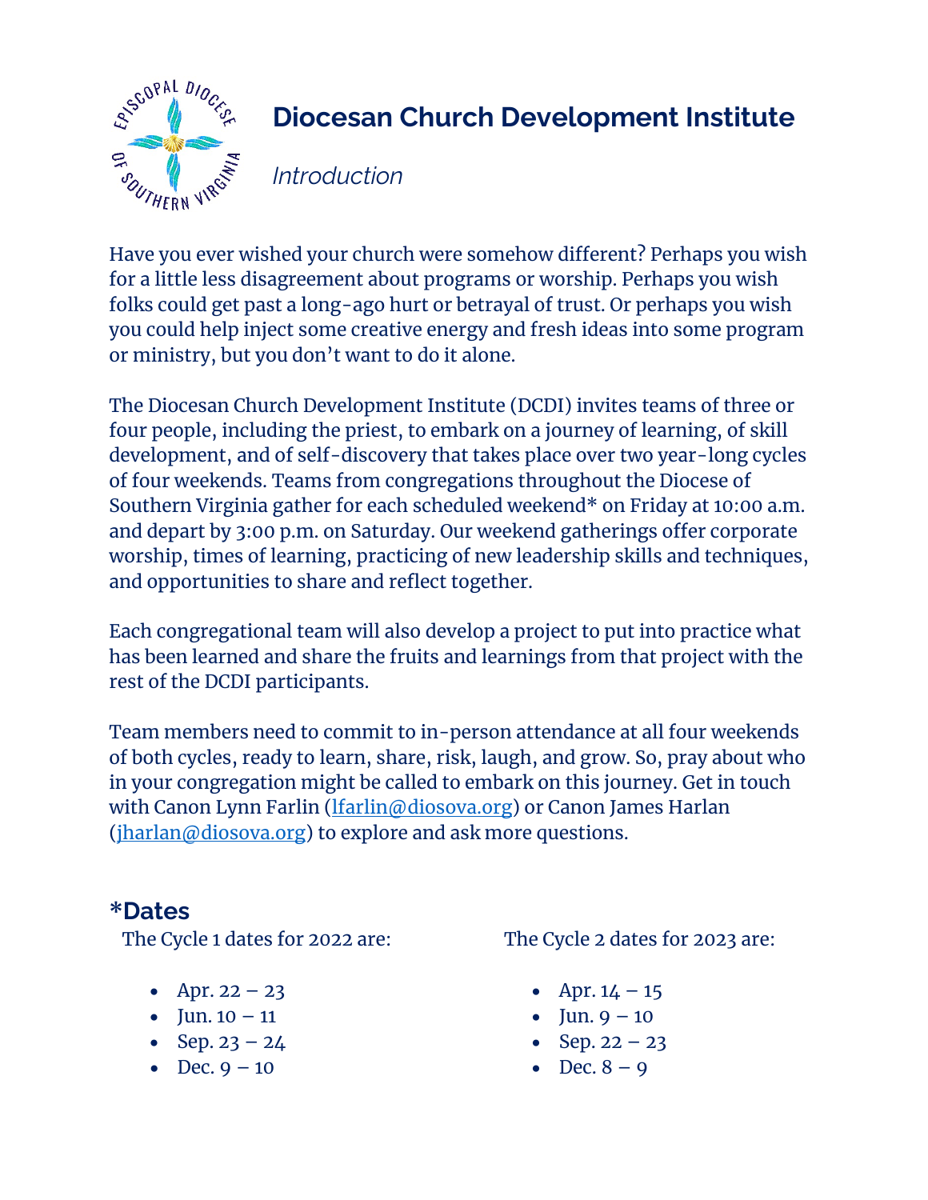# Diocesan Church Development Institute

*Introduction*

Have you ever wished your church were somehow different? Perhaps you wish for a little less disagreement about programs or worship. Perhaps you wish folks could get past a long-ago hurt or betrayal of trust. Or perhaps you wish you could help inject some creative energy and fresh ideas into some program or ministry, but you don't want to do it alone.

The Diocesan Church Development Institute (DCDI) invites teams of three or four people, including the priest, to embark on a journey of learning, of skill development, and of self-discovery that takes place over two year-long cycles of four weekends. Teams from congregations throughout the Diocese of Southern Virginia gather for each scheduled weekend* on Friday at 10:00 a.m. and depart by 3:00 p.m. on Saturday. Our weekend gatherings offer corporate worship, times of learning, practicing of new leadership skills and techniques, and opportunities to share and reflect together.

Each congregational team will also develop a project to put into practice what has been learned and share the fruits and learnings from that project with the rest of the DCDI participants.

Team members need to commit to in-person attendance at all four weekends of both cycles, ready to learn, share, risk, laugh, and grow. So, pray about who in your congregation might be called to embark on this journey. Get in touch with Canon Lynn Farlin (lfarlin@diosova.org) or Canon James Harlan (jharlan@diosova.org) to explore and ask more questions.

## *Dates

The Cycle 1 dates for 2022 are:

- Apr. 22 – 23
- Jun. 10 – 11
- Sep. 23 – 24
- Dec. 9 – 10

The Cycle 2 dates for 2023 are:

- Apr. 14 – 15
- Jun. 9 – 10
- Sep. 22 – 23
- Dec. 8 – 9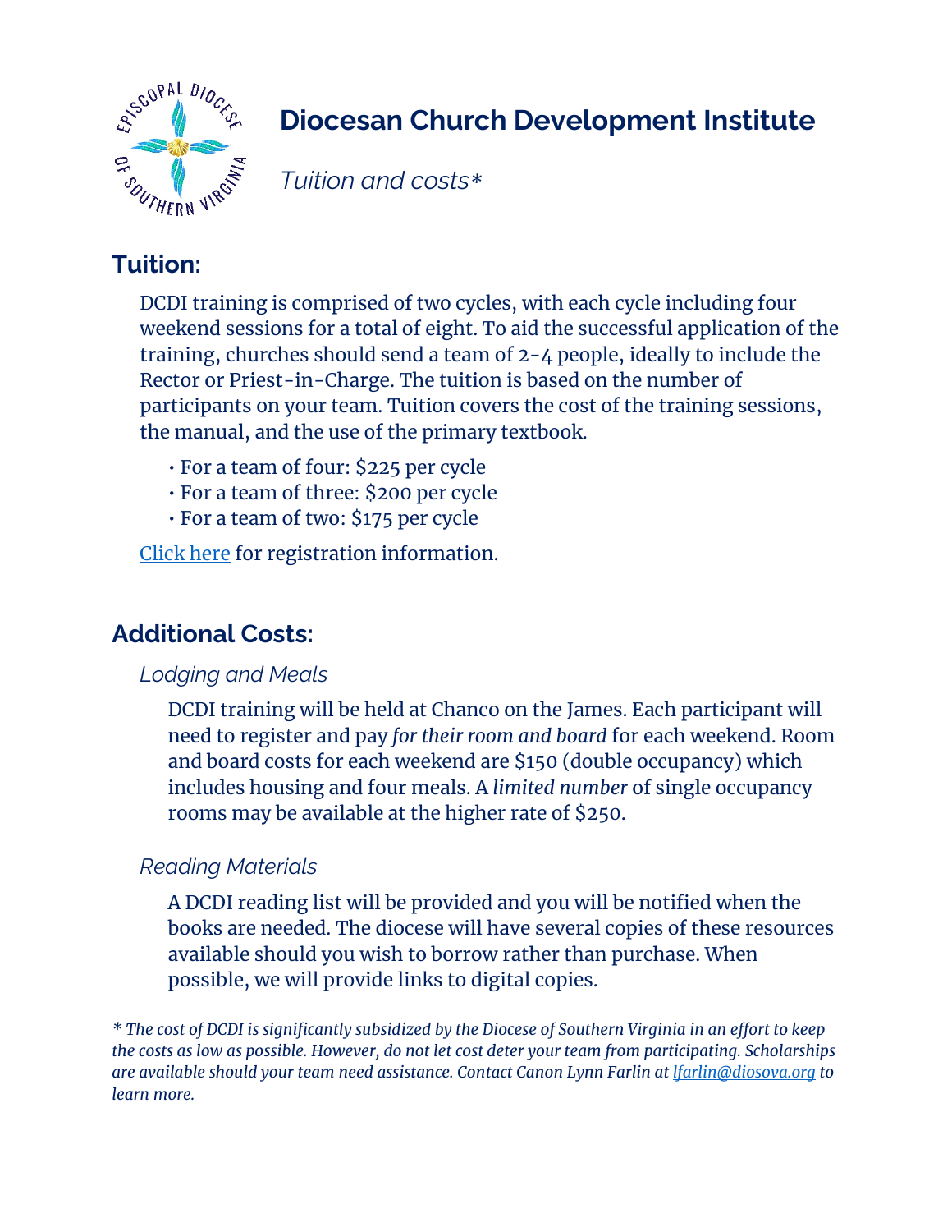# Diocesan Church Development Institute

*Tuition and costs**

## Tuition:

DCDI training is comprised of two cycles, with each cycle including four weekend sessions for a total of eight. To aid the successful application of the training, churches should send a team of 2-4 people, ideally to include the Rector or Priest-in-Charge. The tuition is based on the number of participants on your team. Tuition covers the cost of the training sessions, the manual, and the use of the primary textbook.

- For a team of four: $225 per cycle
- For a team of three: $200 per cycle
- For a team of two: $175 per cycle

Click here for registration information.

## Additional Costs:

### *Lodging and Meals*

DCDI training will be held at Chanco on the James. Each participant will need to register and pay *for their room and board* for each weekend. Room and board costs for each weekend are $150 (double occupancy) which includes housing and four meals. A *limited number* of single occupancy rooms may be available at the higher rate of $250.

### *Reading Materials*

A DCDI reading list will be provided and you will be notified when the books are needed. The diocese will have several copies of these resources available should you wish to borrow rather than purchase. When possible, we will provide links to digital copies.

*\* The cost of DCDI is significantly subsidized by the Diocese of Southern Virginia in an effort to keep the costs as low as possible. However, do not let cost deter your team from participating. Scholarships are available should your team need assistance. Contact Canon Lynn Farlin at lfarlin@diosova.org to learn more.*